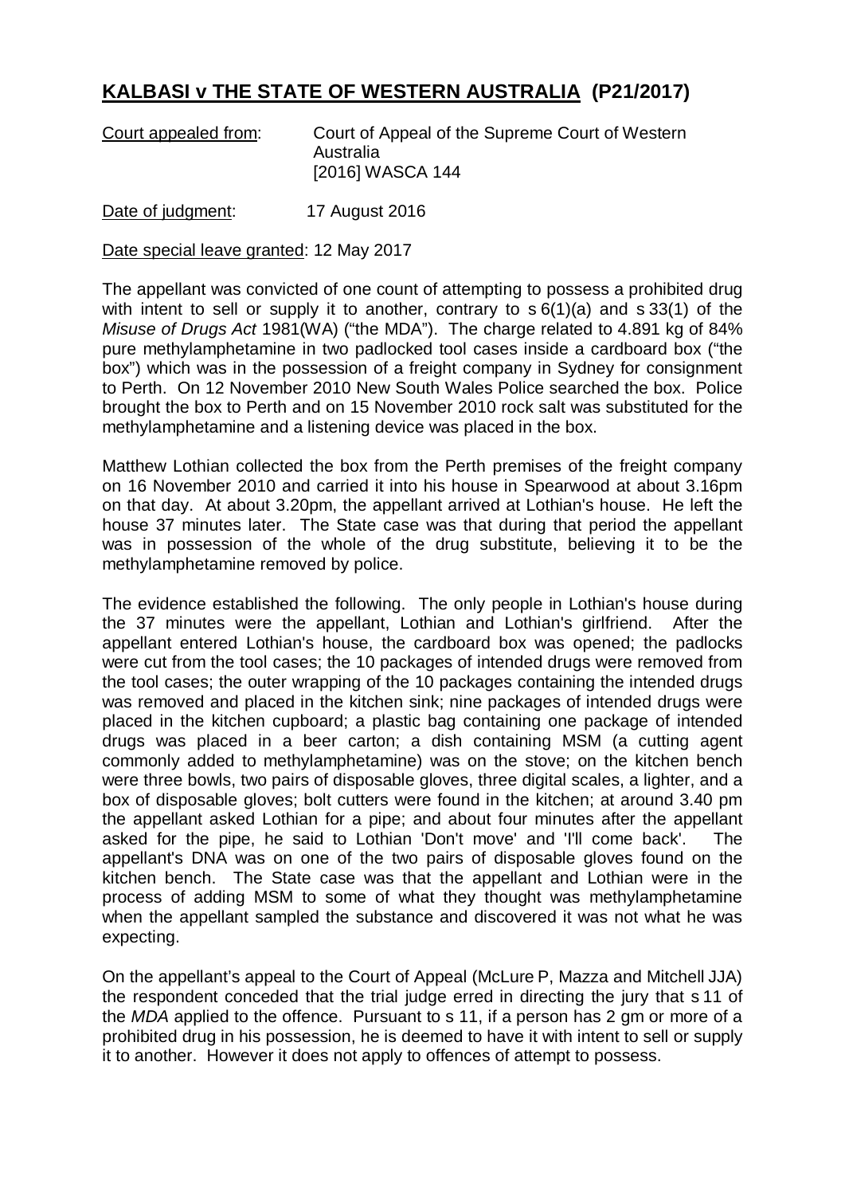# **KALBASI v THE STATE OF WESTERN AUSTRALIA (P21/2017)**

Court appealed from: Court of Appeal of the Supreme Court of Western Australia [2016] WASCA 144

Date of judgment: 17 August 2016

Date special leave granted: 12 May 2017

The appellant was convicted of one count of attempting to possess a prohibited drug with intent to sell or supply it to another, contrary to s 6(1)(a) and s 33(1) of the *Misuse of Drugs Act* 1981(WA) ("the MDA"). The charge related to 4.891 kg of 84% pure methylamphetamine in two padlocked tool cases inside a cardboard box ("the box") which was in the possession of a freight company in Sydney for consignment to Perth. On 12 November 2010 New South Wales Police searched the box. Police brought the box to Perth and on 15 November 2010 rock salt was substituted for the methylamphetamine and a listening device was placed in the box.

Matthew Lothian collected the box from the Perth premises of the freight company on 16 November 2010 and carried it into his house in Spearwood at about 3.16pm on that day. At about 3.20pm, the appellant arrived at Lothian's house. He left the house 37 minutes later. The State case was that during that period the appellant was in possession of the whole of the drug substitute, believing it to be the methylamphetamine removed by police.

The evidence established the following. The only people in Lothian's house during the 37 minutes were the appellant, Lothian and Lothian's girlfriend. After the appellant entered Lothian's house, the cardboard box was opened; the padlocks were cut from the tool cases; the 10 packages of intended drugs were removed from the tool cases; the outer wrapping of the 10 packages containing the intended drugs was removed and placed in the kitchen sink; nine packages of intended drugs were placed in the kitchen cupboard; a plastic bag containing one package of intended drugs was placed in a beer carton; a dish containing MSM (a cutting agent commonly added to methylamphetamine) was on the stove; on the kitchen bench were three bowls, two pairs of disposable gloves, three digital scales, a lighter, and a box of disposable gloves; bolt cutters were found in the kitchen; at around 3.40 pm the appellant asked Lothian for a pipe; and about four minutes after the appellant asked for the pipe, he said to Lothian 'Don't move' and 'I'll come back'. The appellant's DNA was on one of the two pairs of disposable gloves found on the kitchen bench. The State case was that the appellant and Lothian were in the process of adding MSM to some of what they thought was methylamphetamine when the appellant sampled the substance and discovered it was not what he was expecting.

On the appellant's appeal to the Court of Appeal (McLure P, Mazza and Mitchell JJA) the respondent conceded that the trial judge erred in directing the jury that s 11 of the *MDA* applied to the offence. Pursuant to s 11, if a person has 2 gm or more of a prohibited drug in his possession, he is deemed to have it with intent to sell or supply it to another. However it does not apply to offences of attempt to possess.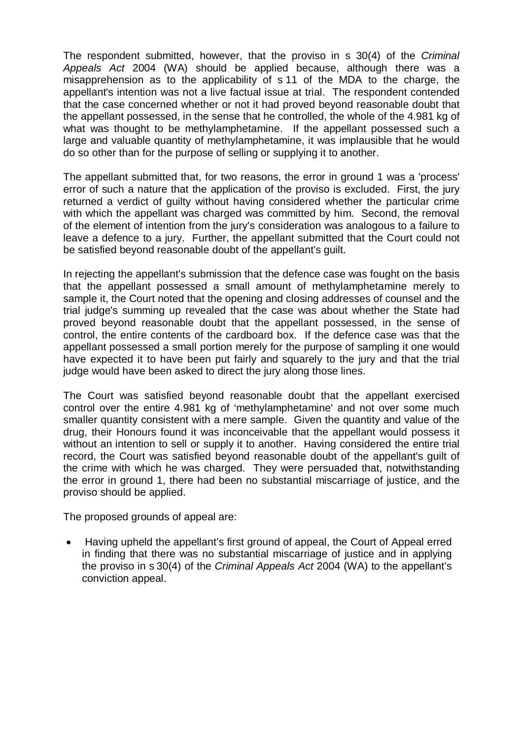The respondent submitted, however, that the proviso in s 30(4) of the *Criminal Appeals Act* 2004 (WA) should be applied because, although there was a misapprehension as to the applicability of s 11 of the MDA to the charge, the appellant's intention was not a live factual issue at trial. The respondent contended that the case concerned whether or not it had proved beyond reasonable doubt that the appellant possessed, in the sense that he controlled, the whole of the 4.981 kg of what was thought to be methylamphetamine. If the appellant possessed such a large and valuable quantity of methylamphetamine, it was implausible that he would do so other than for the purpose of selling or supplying it to another.

The appellant submitted that, for two reasons, the error in ground 1 was a 'process' error of such a nature that the application of the proviso is excluded. First, the jury returned a verdict of guilty without having considered whether the particular crime with which the appellant was charged was committed by him. Second, the removal of the element of intention from the jury's consideration was analogous to a failure to leave a defence to a jury. Further, the appellant submitted that the Court could not be satisfied beyond reasonable doubt of the appellant's guilt.

In rejecting the appellant's submission that the defence case was fought on the basis that the appellant possessed a small amount of methylamphetamine merely to sample it, the Court noted that the opening and closing addresses of counsel and the trial judge's summing up revealed that the case was about whether the State had proved beyond reasonable doubt that the appellant possessed, in the sense of control, the entire contents of the cardboard box. If the defence case was that the appellant possessed a small portion merely for the purpose of sampling it one would have expected it to have been put fairly and squarely to the jury and that the trial judge would have been asked to direct the jury along those lines.

The Court was satisfied beyond reasonable doubt that the appellant exercised control over the entire 4.981 kg of 'methylamphetamine' and not over some much smaller quantity consistent with a mere sample. Given the quantity and value of the drug, their Honours found it was inconceivable that the appellant would possess it without an intention to sell or supply it to another. Having considered the entire trial record, the Court was satisfied beyond reasonable doubt of the appellant's guilt of the crime with which he was charged. They were persuaded that, notwithstanding the error in ground 1, there had been no substantial miscarriage of justice, and the proviso should be applied.

The proposed grounds of appeal are:

- Having upheld the appellant's first ground of appeal, the Court of Appeal erred in finding that there was no substantial miscarriage of justice and in applying the proviso in s 30(4) of the *Criminal Appeals Act* 2004 (WA) to the appellant's conviction appeal.